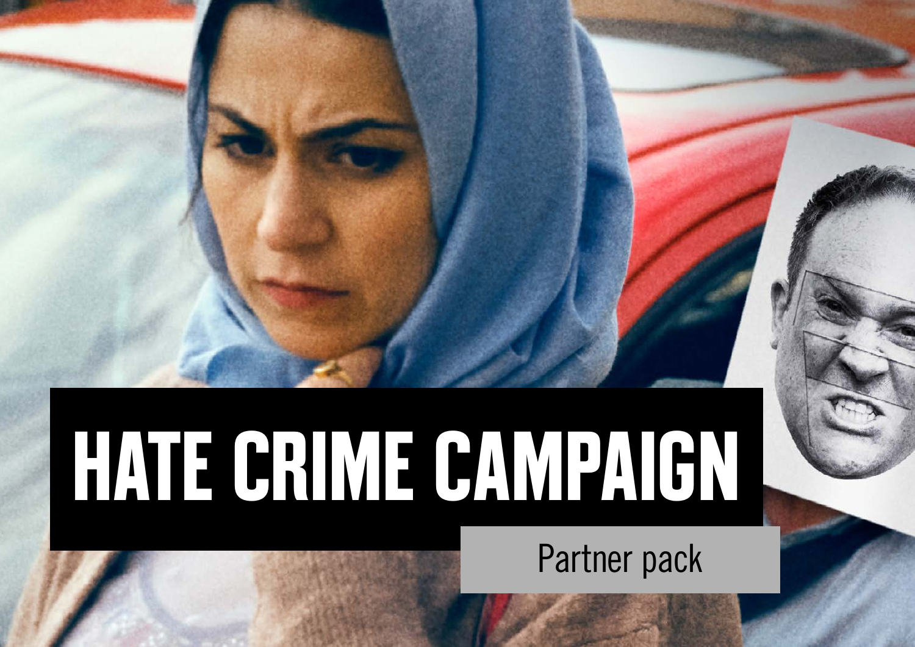# HATE CRIME CAMPAIGN

Partner pack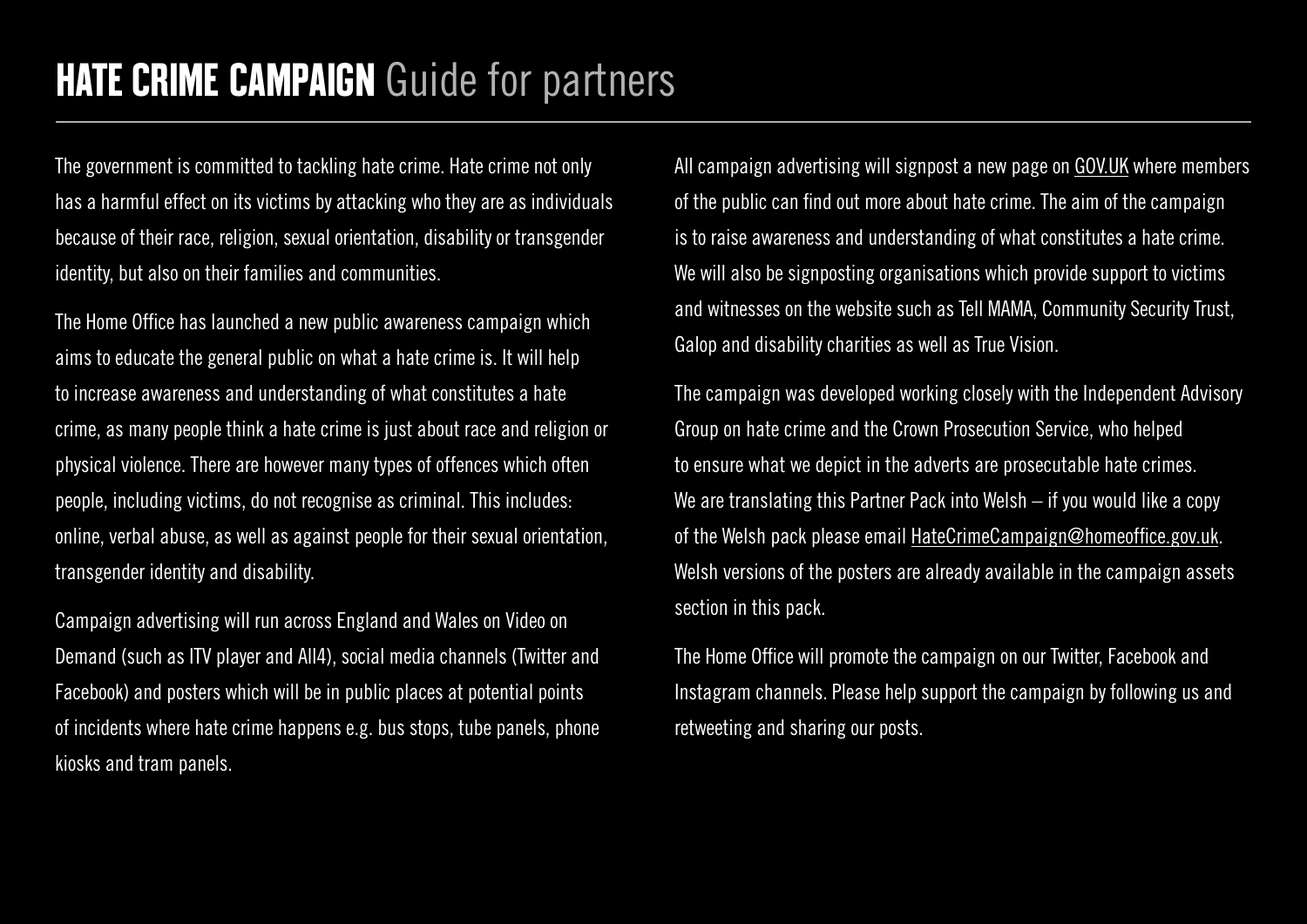# **HATE CRIME CAMPAIGN** Guide for partners

The government is committed to tackling hate crime. Hate crime not only has a harmful effect on its victims by attacking who they are as individuals because of their race, religion, sexual orientation, disability or transgender identity, but also on their families and communities.

The Home Office has launched a new public awareness campaign which aims to educate the general public on what a hate crime is. It will help to increase awareness and understanding of what constitutes a hate crime, as many people think a hate crime is just about race and religion or physical violence. There are however many types of offences which often people, including victims, do not recognise as criminal. This includes: online, verbal abuse, as well as against people for their sexual orientation, transgender identity and disability.

Campaign advertising will run across England and Wales on Video on Demand (such as ITV player and All4), social media channels (Twitter and Facebook) and posters which will be in public places at potential points of incidents where hate crime happens e.g. bus stops, tube panels, phone kiosks and tram panels.

All campaign advertising will signpost a new page on GOV.UK where members of the public can find out more about hate crime. The aim of the campaign is to raise awareness and understanding of what constitutes a hate crime. We will also be signposting organisations which provide support to victims and witnesses on the website such as Tell MAMA, Community Security Trust, Galop and disability charities as well as True Vision.

The campaign was developed working closely with the Independent Advisory Group on hate crime and the Crown Prosecution Service, who helped to ensure what we depict in the adverts are prosecutable hate crimes. We are translating this Partner Pack into Welsh – if you would like a copy of the Welsh pack please email HateCrimeCampaign@homeoffice.gov.uk. Welsh versions of the posters are already available in the campaign assets section in this pack.

The Home Office will promote the campaign on our Twitter, Facebook and Instagram channels. Please help support the campaign by following us and retweeting and sharing our posts.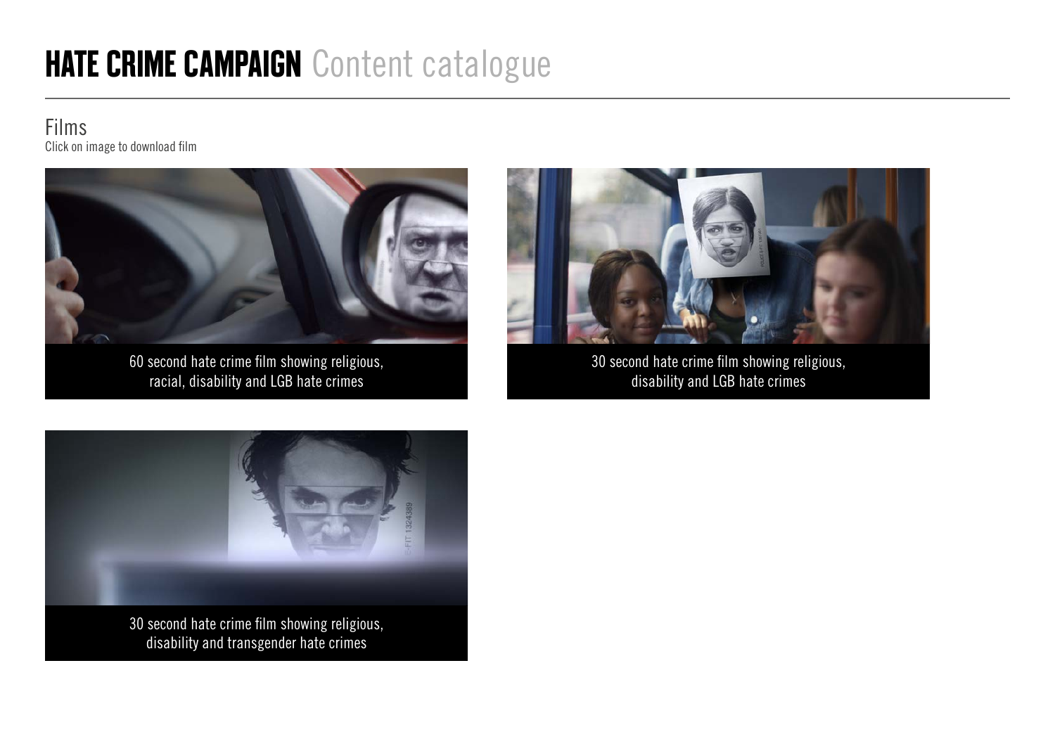# HATE CRIME CAMPAIGN Content catalogue

## Films

Click on image to download film

60 second hate crime film showing religious, racial, disability and LGB hate crimes

30 second hate crime film showing religious, disability and LGB hate crimes

30 second hate crime film showing religious, disability and transgender hate crimes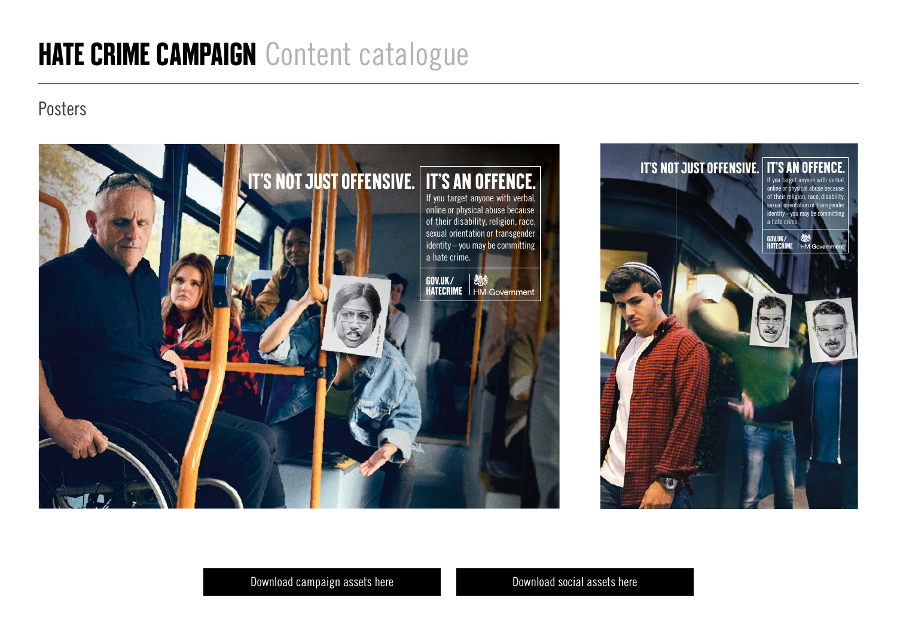# HATE CRIME CAMPAIGN Content catalogue

## Posters

IT'S NOT JUST OFFENSIVE. IT'S AN OFFENCE.

If you target anyone with verbal, online or physical abuse because of their disability, religion, race, sexual orientation or transgender identity – you may be committing a hate crime.

GOV.UK/ HATECRIME | HM Government

IT'S NOT JUST OFFENSIVE. IT'S AN OFFENCE.

If you target anyone with verbal, online or physical abuse because of their religion, race, disability, sexual orientation or transgender identity – you may be committing a hate crime.

GOV.UK/ HATECRIME | HM Government

Download campaign assets here

Download social assets here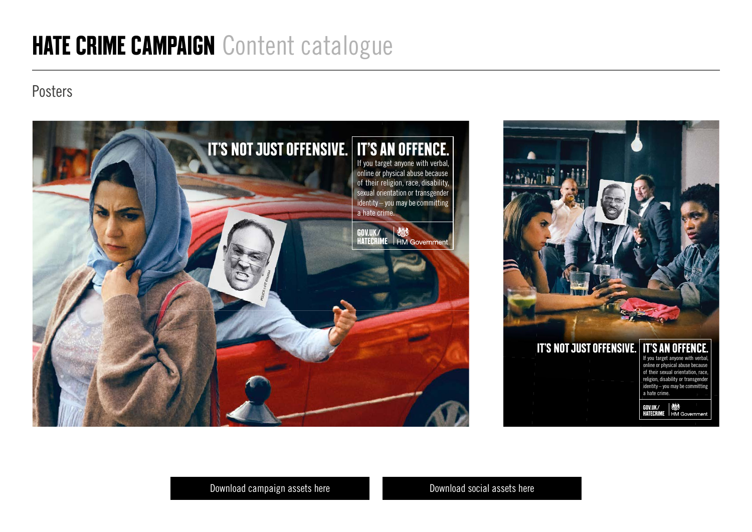# HATE CRIME CAMPAIGN Content catalogue

## Posters

IT'S NOT JUST OFFENSIVE. IT'S AN OFFENCE.

If you target anyone with verbal, online or physical abuse because of their religion, race, disability, sexual orientation or transgender identity – you may be committing a hate crime.

GOV.UK/HATECRIME | HM Government

IT'S NOT JUST OFFENSIVE. IT'S AN OFFENCE.

If you target anyone with verbal, online or physical abuse because of their sexual orientation, race, religion, disability or transgender identity – you may be committing a hate crime.

GOV.UK/HATECRIME | HM Government

Download campaign assets here

Download social assets here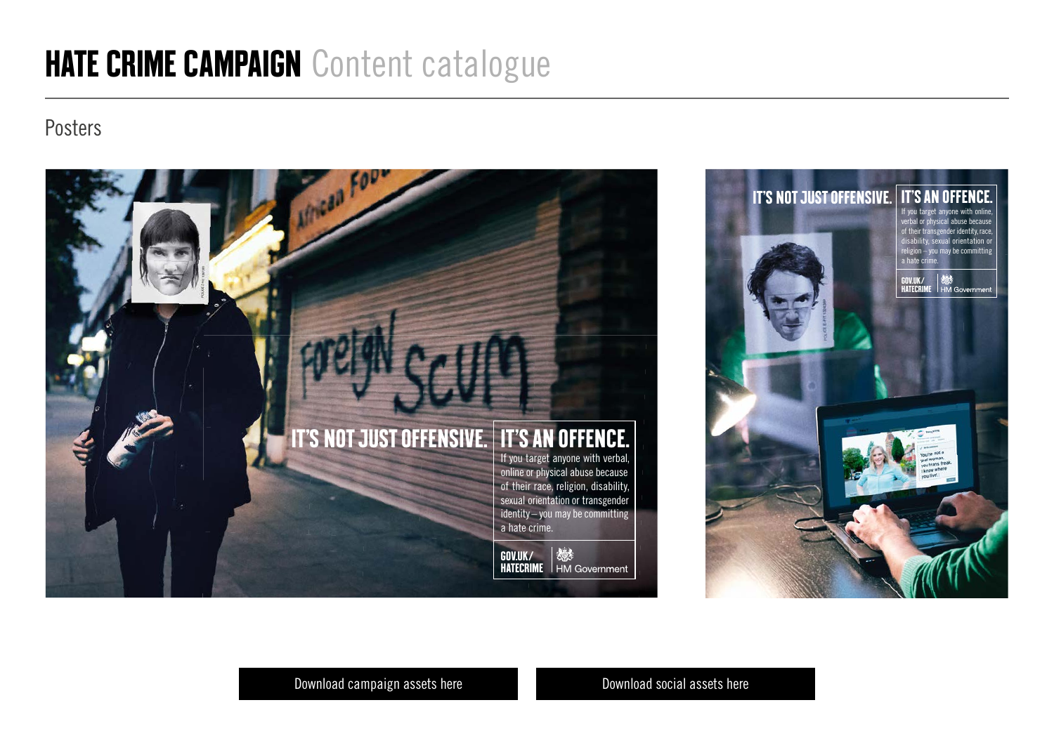# HATE CRIME CAMPAIGN Content catalogue

## Posters

IT'S NOT JUST OFFENSIVE. IT'S AN OFFENCE.

If you target anyone with verbal, online or physical abuse because of their race, religion, disability, sexual orientation or transgender identity – you may be committing a hate crime.

GOV.UK/HATECRIME | HM Government

IT'S NOT JUST OFFENSIVE. IT'S AN OFFENCE.

If you target anyone with online, verbal or physical abuse because of their transgender identity, race, disability, sexual orientation or religion – you may be committing a hate crime.

GOV.UK/HATECRIME | HM Government

Download campaign assets here

Download social assets here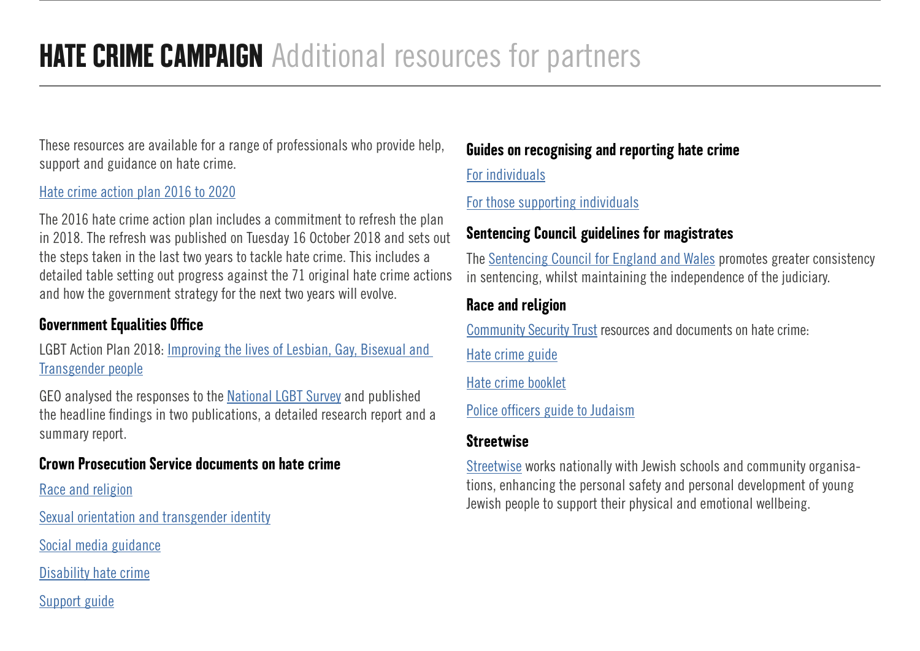# HATE CRIME CAMPAIGN Additional resources for partners

These resources are available for a range of professionals who provide help, support and guidance on hate crime.

Hate crime action plan 2016 to 2020

The 2016 hate crime action plan includes a commitment to refresh the plan in 2018. The refresh was published on Tuesday 16 October 2018 and sets out the steps taken in the last two years to tackle hate crime. This includes a detailed table setting out progress against the 71 original hate crime actions and how the government strategy for the next two years will evolve.

## Government Equalities Office

LGBT Action Plan 2018: Improving the lives of Lesbian, Gay, Bisexual and Transgender people

GEO analysed the responses to the National LGBT Survey and published the headline findings in two publications, a detailed research report and a summary report.

## Crown Prosecution Service documents on hate crime

Race and religion

Sexual orientation and transgender identity

Social media guidance

Disability hate crime

Support guide

## Guides on recognising and reporting hate crime

For individuals

For those supporting individuals

## Sentencing Council guidelines for magistrates

The Sentencing Council for England and Wales promotes greater consistency in sentencing, whilst maintaining the independence of the judiciary.

## Race and religion

Community Security Trust resources and documents on hate crime:

Hate crime guide

Hate crime booklet

Police officers guide to Judaism

## Streetwise

Streetwise works nationally with Jewish schools and community organisations, enhancing the personal safety and personal development of young Jewish people to support their physical and emotional wellbeing.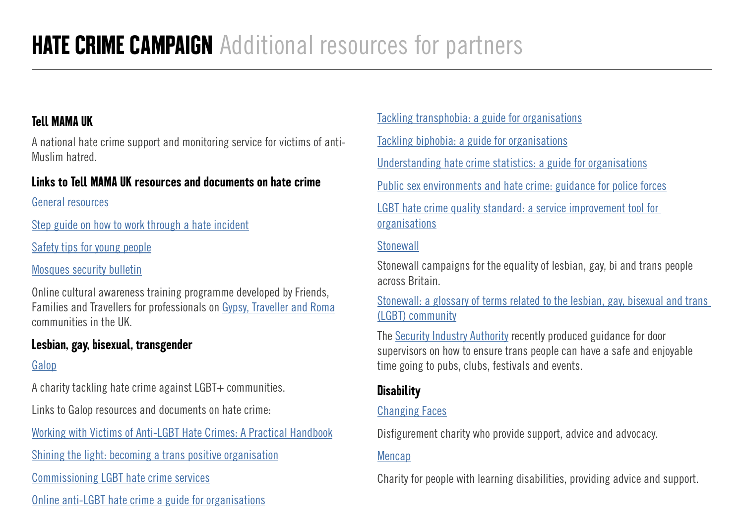# HATE CRIME CAMPAIGN Additional resources for partners

### Tell MAMA UK

A national hate crime support and monitoring service for victims of anti-Muslim hatred.

### Links to Tell MAMA UK resources and documents on hate crime

General resources

Step guide on how to work through a hate incident

Safety tips for young people

Mosques security bulletin

Online cultural awareness training programme developed by Friends, Families and Travellers for professionals on Gypsy, Traveller and Roma communities in the UK.

### Lesbian, gay, bisexual, transgender

Galop

A charity tackling hate crime against LGBT+ communities.

Links to Galop resources and documents on hate crime:

Working with Victims of Anti-LGBT Hate Crimes: A Practical Handbook

Shining the light: becoming a trans positive organisation

Commissioning LGBT hate crime services

Online anti-LGBT hate crime a guide for organisations

Tackling transphobia: a guide for organisations

Tackling biphobia: a guide for organisations

Understanding hate crime statistics: a guide for organisations

Public sex environments and hate crime: guidance for police forces

LGBT hate crime quality standard: a service improvement tool for organisations

Stonewall

Stonewall campaigns for the equality of lesbian, gay, bi and trans people across Britain.

Stonewall: a glossary of terms related to the lesbian, gay, bisexual and trans (LGBT) community

The Security Industry Authority recently produced guidance for door supervisors on how to ensure trans people can have a safe and enjoyable time going to pubs, clubs, festivals and events.

### Disability

Changing Faces

Disfigurement charity who provide support, advice and advocacy.

Mencap

Charity for people with learning disabilities, providing advice and support.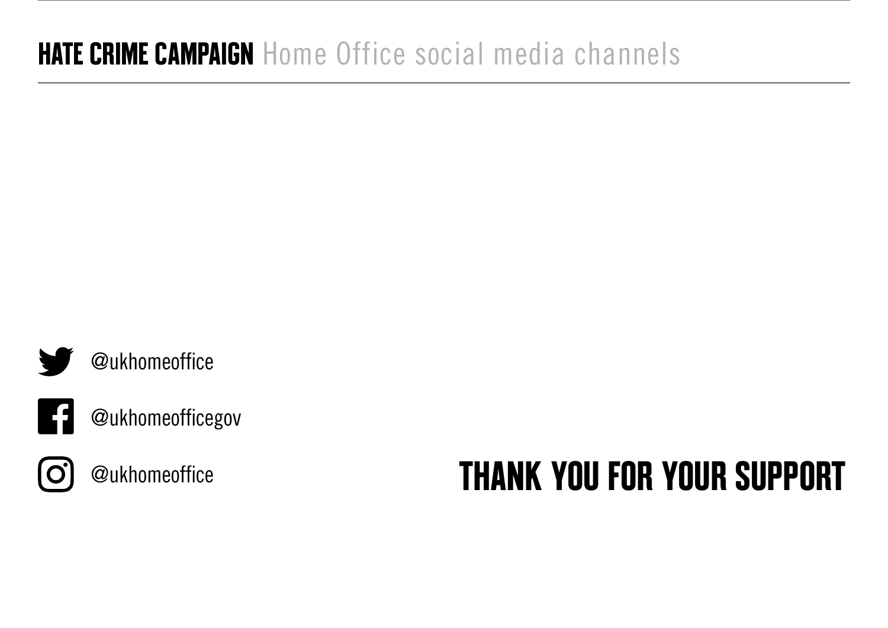## HATE CRIME CAMPAIGN Home Office social media channels

@ukhomeoffice

@ukhomeofficegov

@ukhomeoffice

**THANK YOU FOR YOUR SUPPORT**